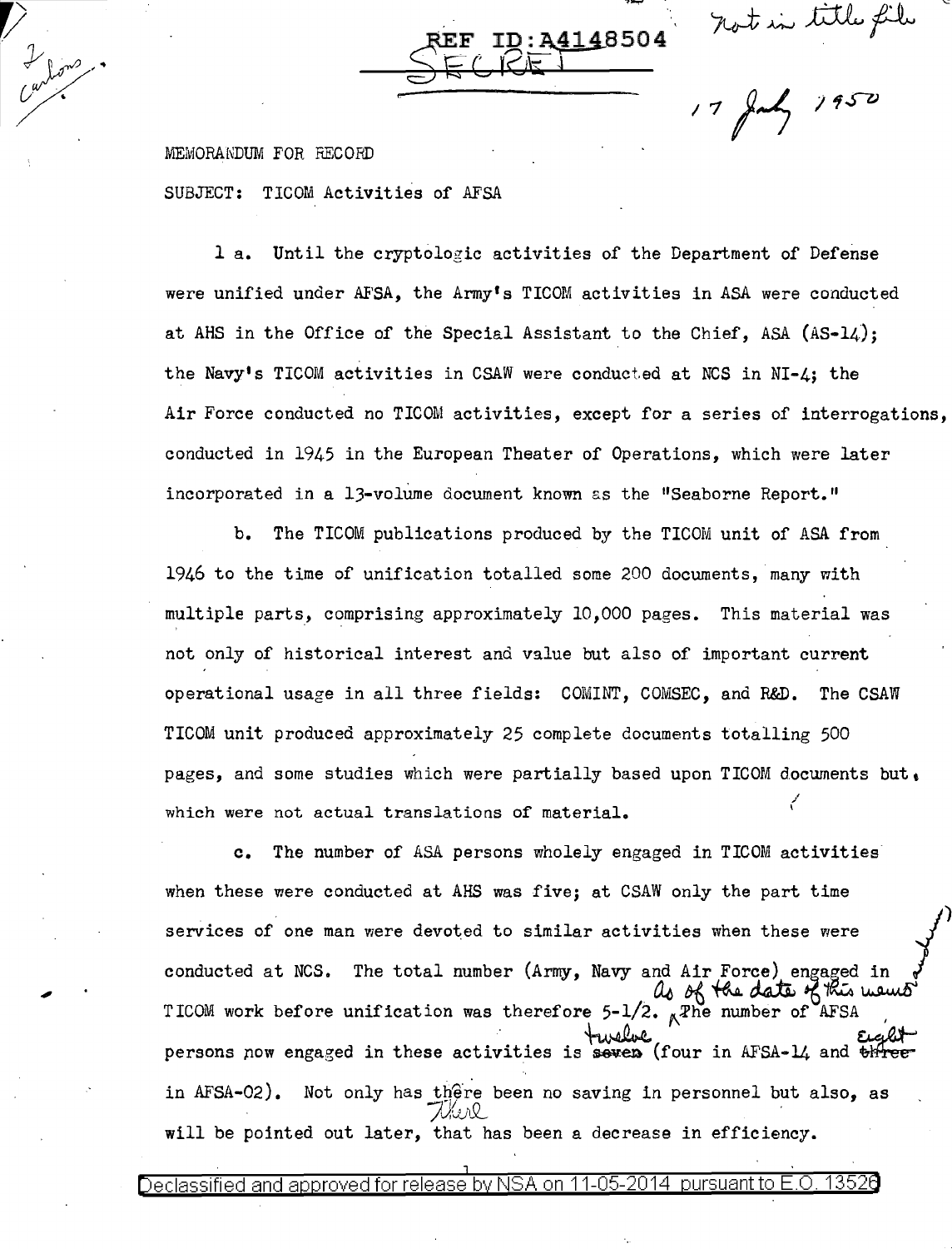REF ID:A4148504

SECRET

Not in title file

17 July 1950

2 carbons

MEMORANDUM FOR RECORD

SUBJECT: TICOM Activities of AFSA

1 a. Until the cryptologic activities of the Department of Defense were unified under AFSA, the Army's TICOM activities in ASA were conducted at AHS in the Office of the Special Assistant to the Chief, ASA (AS-14); the Navy's TICOM activities in CSAW were conducted at NCS in NI-4; the Air Force conducted no TICOM activities, except for a series of interrogations, conducted in 1945 in the European Theater of Operations, which were later incorporated in a 13-volume document known as the "Seaborne Report."

b. The TICOM publications produced by the TICOM unit of ASA from 1946 to the time of unification totalled some 200 documents, many with multiple parts, comprising approximately 10,000 pages. This material was not only of historical interest and value but also of important current operational usage in all three fields: COMINT, COMSEC, and R&D. The CSAW TICOM unit produced approximately 25 complete documents totalling 500 pages, and some studies which were partially based upon TICOM documents but which were not actual translations of material.

c. The number of ASA persons wholely engaged in TICOM activities when these were conducted at AHS was five; at CSAW only the part time services of one man were devoted to similar activities when these were conducted at NCS. The total number (Army, Navy and Air Force) engaged in TICOM work before unification was therefore 5-1/2. As of the date of this memo the number of AFSA persons now engaged in these activities is ~~seven~~ twelve (four in AFSA-14 and ~~three~~ eight in AFSA-02). Not only has there been no saving in personnel but also, as will be pointed out later, ~~that~~ there has been a decrease in efficiency.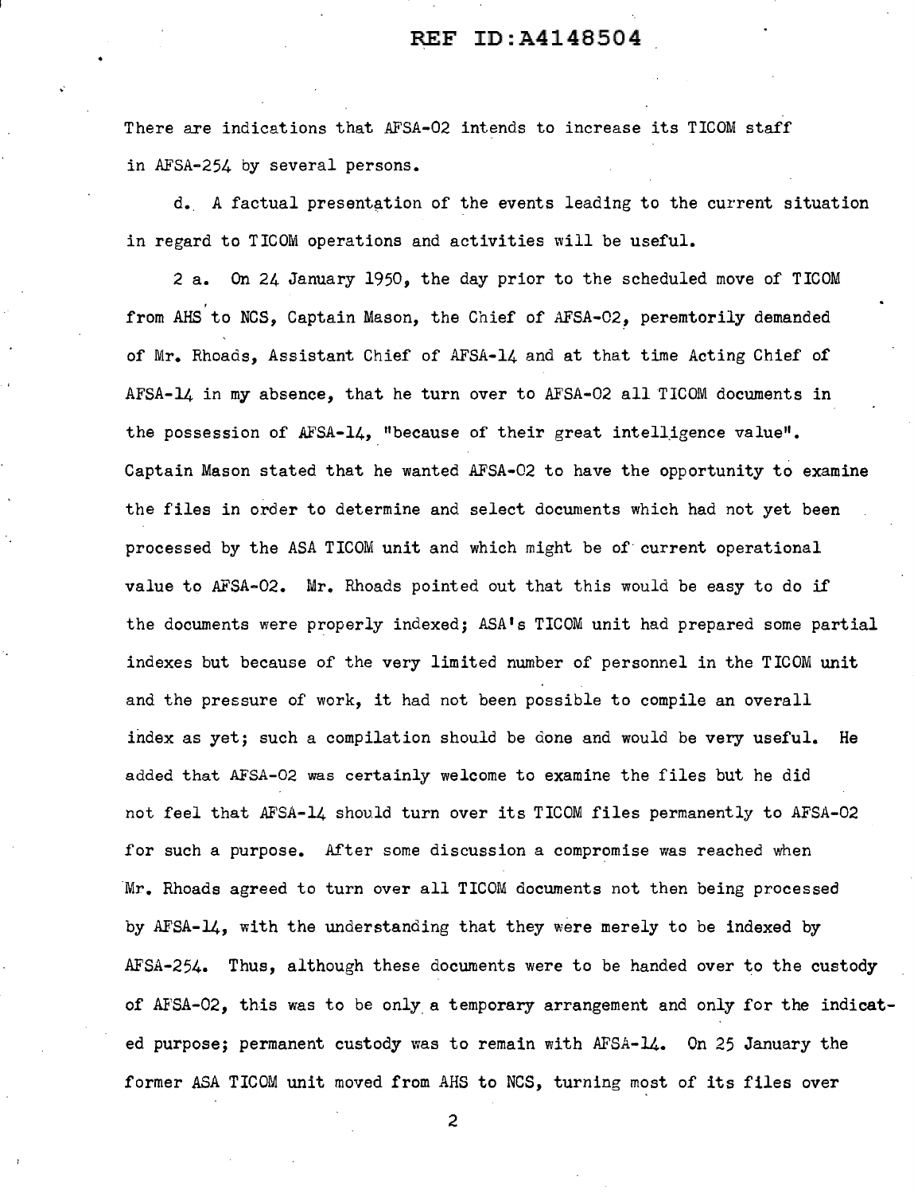There are indications that AFSA-02 intends to increase its TICOM staff in AFSA-254 by several persons.

d. A factual presentation of the events leading to the current situation in regard to TICOM operations and activities will be useful.

2 a. On 24 January 1950, the day prior to the scheduled move of TICOM from AHS to NCS, Captain Mason, the Chief of AFSA-02, peremtorily demanded of Mr. Rhoads, Assistant Chief of AFSA-14 and at that time Acting Chief of AFSA-14 in my absence, that he turn over to AFSA-02 all TICOM documents in the possession of AFSA-14, "because of their great intelligence value". Captain Mason stated that he wanted AFSA-02 to have the opportunity to examine the files in order to determine and select documents which had not yet been processed by the ASA TICOM unit and which might be of current operational value to AFSA-02. Mr. Rhoads pointed out that this would be easy to do if the documents were properly indexed; ASA's TICOM unit had prepared some partial indexes but because of the very limited number of personnel in the TICOM unit and the pressure of work, it had not been possible to compile an overall index as yet; such a compilation should be done and would be very useful. He added that AFSA-02 was certainly welcome to examine the files but he did not feel that AFSA-14 should turn over its TICOM files permanently to AFSA-02 for such a purpose. After some discussion a compromise was reached when Mr. Rhoads agreed to turn over all TICOM documents not then being processed by AFSA-14, with the understanding that they were merely to be indexed by AFSA-254. Thus, although these documents were to be handed over to the custody of AFSA-02, this was to be only a temporary arrangement and only for the indicated purpose; permanent custody was to remain with AFSA-14. On 25 January the former ASA TICOM unit moved from AHS to NCS, turning most of its files over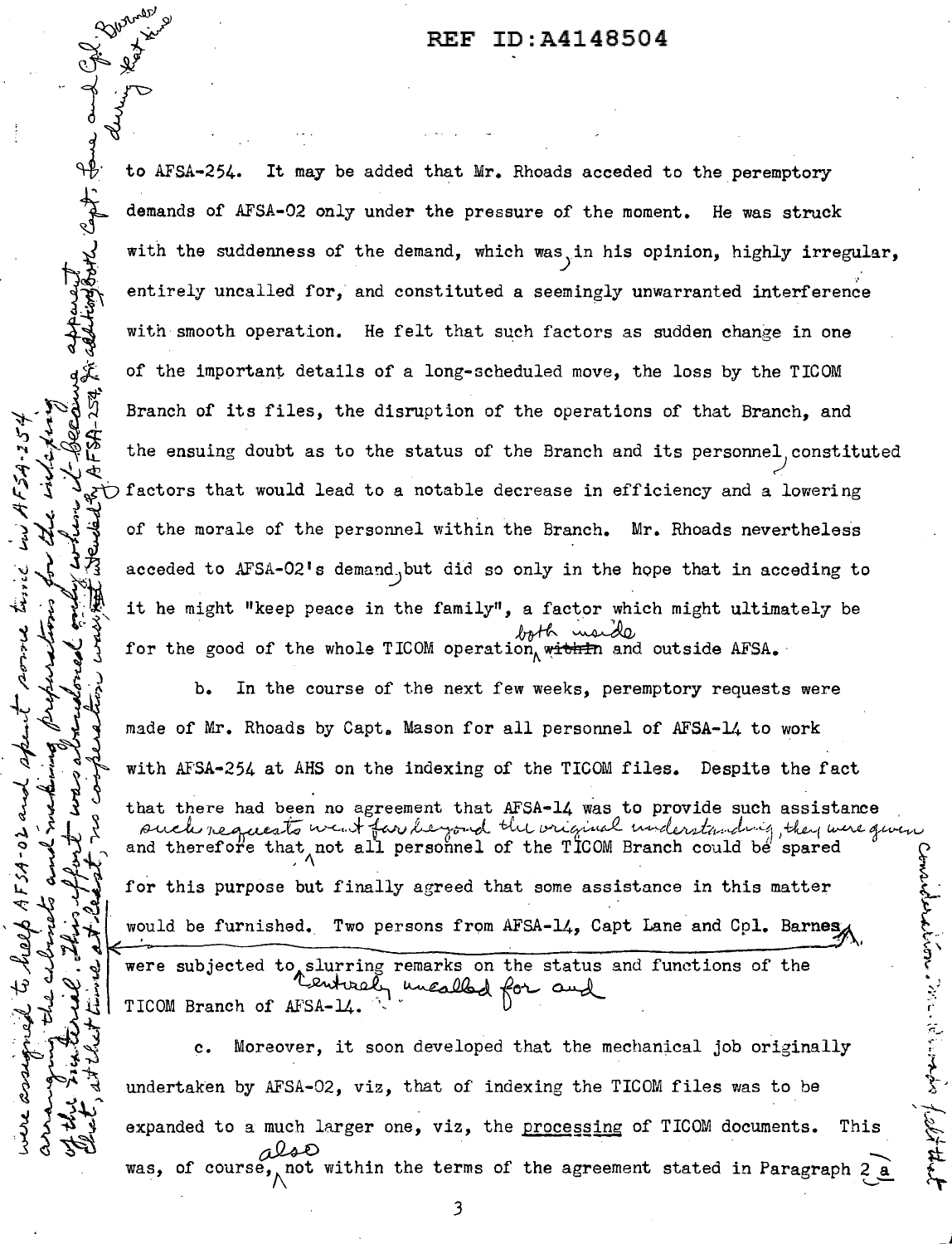to AFSA-254. It may be added that Mr. Rhoads acceded to the peremptory demands of AFSA-02 only under the pressure of the moment. He was struck with the suddenness of the demand, which was, in his opinion, highly irregular, entirely uncalled for, and constituted a seemingly unwarranted interference with smooth operation. He felt that such factors as sudden change in one of the important details of a long-scheduled move, the loss by the TICOM Branch of its files, the disruption of the operations of that Branch, and the ensuing doubt as to the status of the Branch and its personnel, constituted factors that would lead to a notable decrease in efficiency and a lowering of the morale of the personnel within the Branch. Mr. Rhoads nevertheless acceded to AFSA-02's demand, but did so only in the hope that in acceding to it he might "keep peace in the family", a factor which might ultimately be for the good of the whole TICOM operation, both inside ~~within~~ and outside AFSA.

b. In the course of the next few weeks, peremptory requests were made of Mr. Rhoads by Capt. Mason for all personnel of AFSA-14 to work with AFSA-254 at AHS on the indexing of the TICOM files. Despite the fact that there had been no agreement that AFSA-14 was to provide such assistance and therefore that such requests went far beyond the original understanding, they were given consideration. Mr. Rhoads felt that not all personnel of the TICOM Branch could be spared for this purpose but finally agreed that some assistance in this matter would be furnished. Two persons from AFSA-14, Capt Lane and Cpl. Barnes, were assigned to help AFSA-02 and spent some time in AFSA-254 arranging the cabinets and making preparations for the indexing of the material. This effort was abandoned only when it became apparent that, at that time at least, no cooperation was wanted by AFSA-254. In addition both Capt. Lane and Cpl. Barnes during that time were subjected to entirely uncalled for and slurring remarks on the status and functions of the TICOM Branch of AFSA-14.

c. Moreover, it soon developed that the mechanical job originally undertaken by AFSA-02, viz, that of indexing the TICOM files was to be expanded to a much larger one, viz, the processing of TICOM documents. This was, of course, also not within the terms of the agreement stated in Paragraph 2 a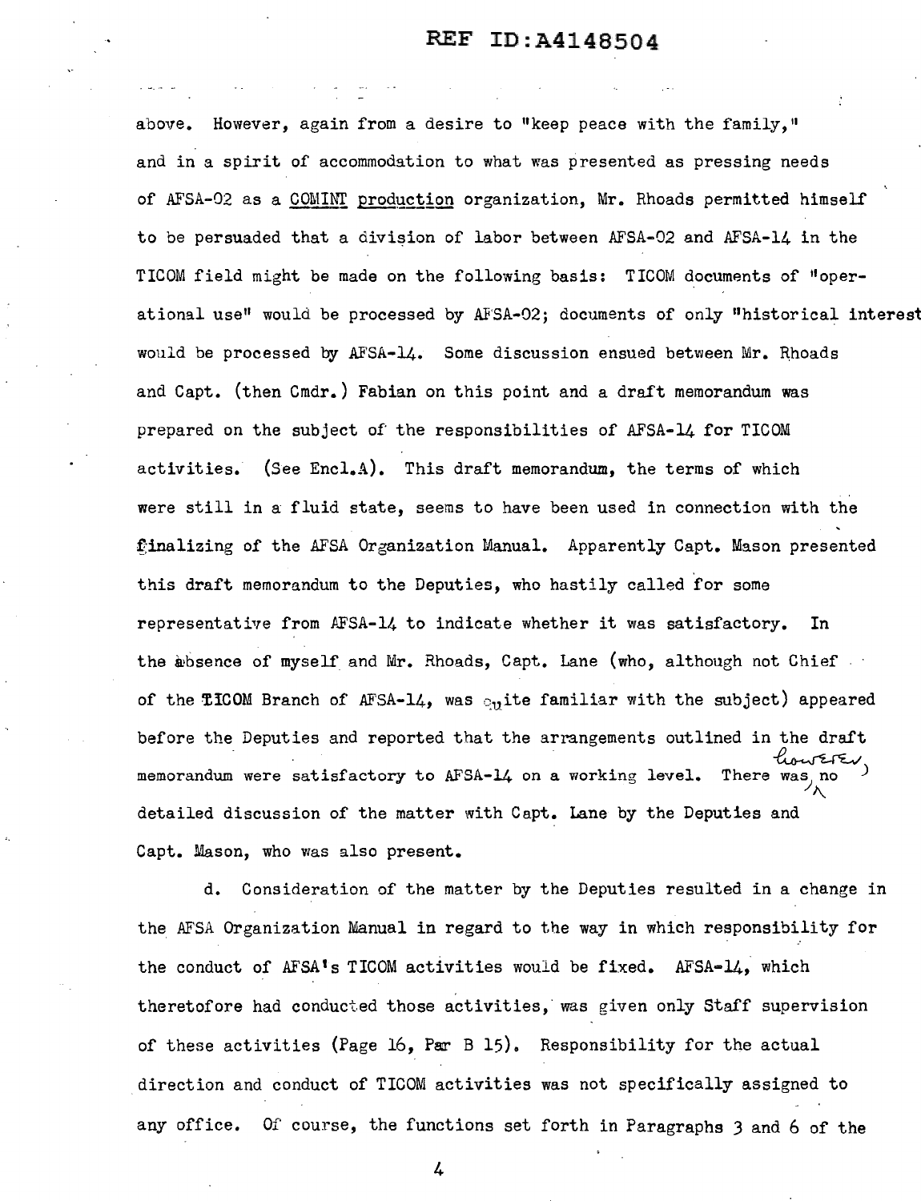above. However, again from a desire to "keep peace with the family," and in a spirit of accommodation to what was presented as pressing needs of AFSA-02 as a <u>COMINT production</u> organization, Mr. Rhoads permitted himself to be persuaded that a division of labor between AFSA-02 and AFSA-14 in the TICOM field might be made on the following basis: TICOM documents of "operational use" would be processed by AFSA-02; documents of only "historical interest would be processed by AFSA-14. Some discussion ensued between Mr. Rhoads and Capt. (then Cmdr.) Fabian on this point and a draft memorandum was prepared on the subject of the responsibilities of AFSA-14 for TICOM activities. (See Encl.A). This draft memorandum, the terms of which were still in a fluid state, seems to have been used in connection with the finalizing of the AFSA Organization Manual. Apparently Capt. Mason presented this draft memorandum to the Deputies, who hastily called for some representative from AFSA-14 to indicate whether it was satisfactory. In the absence of myself and Mr. Rhoads, Capt. Lane (who, although not Chief of the TICOM Branch of AFSA-14, was quite familiar with the subject) appeared before the Deputies and reported that the arrangements outlined in the draft memorandum were satisfactory to AFSA-14 on a working level. There was, however, no detailed discussion of the matter with Capt. Lane by the Deputies and Capt. Mason, who was also present.

d. Consideration of the matter by the Deputies resulted in a change in the AFSA Organization Manual in regard to the way in which responsibility for the conduct of AFSA's TICOM activities would be fixed. AFSA-14, which theretofore had conducted those activities, was given only Staff supervision of these activities (Page 16, Par B 15). Responsibility for the actual direction and conduct of TICOM activities was not specifically assigned to any office. Of course, the functions set forth in Paragraphs 3 and 6 of the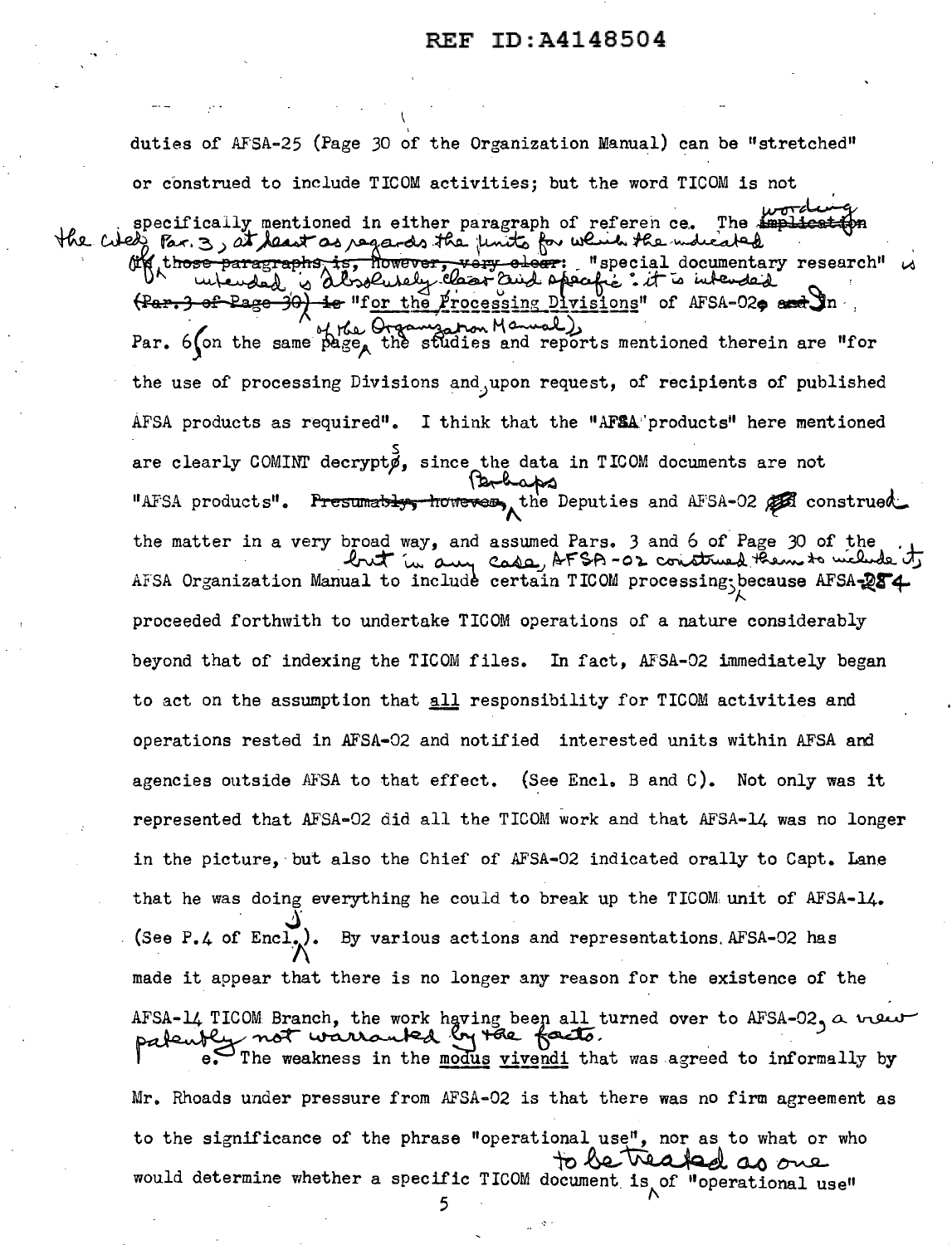duties of AFSA-25 (Page 30 of the Organization Manual) can be "stretched" or construed to include TICOM activities; but the word TICOM is not specifically mentioned in either paragraph of reference. The wording of the cited Par. 3, at least as regards the units for which the indicated "special documentary research" is intended is absolutely clear and specific: it is intended "for the Processing Divisions" of AFSA-02. In Par. 6 (on the same page of the Organization Manual), the studies and reports mentioned therein are "for the use of processing Divisions and, upon request, of recipients of published AFSA products as required". I think that the "AFSA products" here mentioned are clearly COMINT decrypts, since the data in TICOM documents are not "AFSA products". Perhaps the Deputies and AFSA-02 construed the matter in a very broad way, and assumed Pars. 3 and 6 of Page 30 of the AFSA Organization Manual to include certain TICOM processing, but in any case, AFSA-02 construed them to include it, because AFSA-254 proceeded forthwith to undertake TICOM operations of a nature considerably beyond that of indexing the TICOM files. In fact, AFSA-02 immediately began to act on the assumption that all responsibility for TICOM activities and operations rested in AFSA-02 and notified interested units within AFSA and agencies outside AFSA to that effect. (See Encl. B and C). Not only was it represented that AFSA-02 did all the TICOM work and that AFSA-14 was no longer in the picture, but also the Chief of AFSA-02 indicated orally to Capt. Lane that he was doing everything he could to break up the TICOM unit of AFSA-14. (See P.4 of Encl. J). By various actions and representations AFSA-02 has made it appear that there is no longer any reason for the existence of the AFSA-14 TICOM Branch, the work having been all turned over to AFSA-02, a view patently not warranted by the facts.

e. The weakness in the modus vivendi that was agreed to informally by Mr. Rhoads under pressure from AFSA-02 is that there was no firm agreement as to the significance of the phrase "operational use", nor as to what or who would determine whether a specific TICOM document is to be treated as one of "operational use"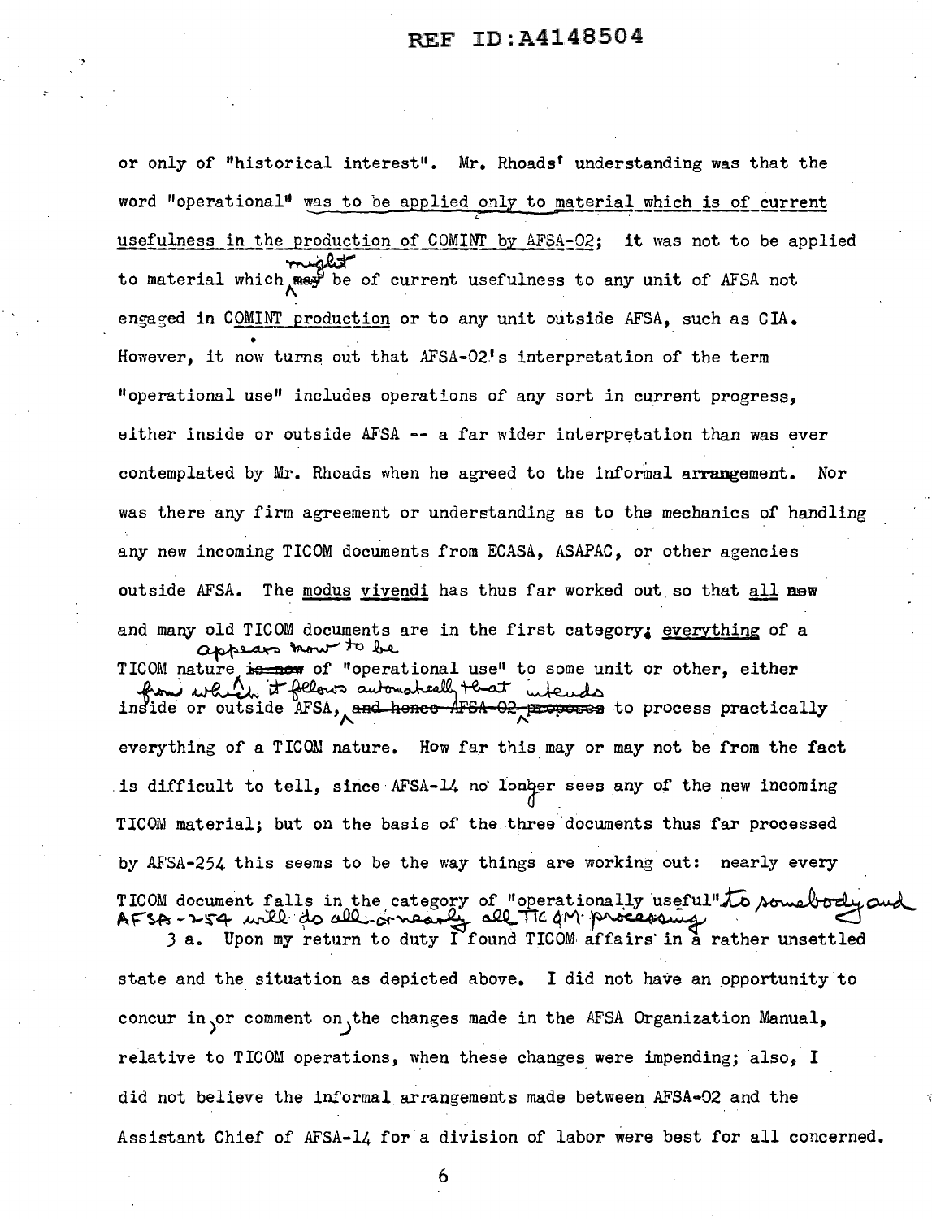or only of "historical interest". Mr. Rhoads' understanding was that the word "operational" was to be applied only to material which is of current usefulness in the production of COMINT by AFSA-02; it was not to be applied to material which might be of current usefulness to any unit of AFSA not engaged in COMINT production or to any unit outside AFSA, such as CIA. However, it now turns out that AFSA-02's interpretation of the term "operational use" includes operations of any sort in current progress, either inside or outside AFSA -- a far wider interpretation than was ever contemplated by Mr. Rhoads when he agreed to the informal arrangement. Nor was there any firm agreement or understanding as to the mechanics of handling any new incoming TICOM documents from ECASA, ASAPAC, or other agencies outside AFSA. The modus vivendi has thus far worked out so that all new and many old TICOM documents are in the first category; everything of a TICOM nature appears now to be of "operational use" to some unit or other, either inside or outside AFSA, from which it follows automatically that intends to process practically everything of a TICOM nature. How far this may or may not be from the fact is difficult to tell, since AFSA-14 no longer sees any of the new incoming TICOM material; but on the basis of the three documents thus far processed by AFSA-254 this seems to be the way things are working out: nearly every TICOM document falls in the category of "operationally useful" to somebody and AFSA-254 will do all or nearly all TICOM processing.

3 a. Upon my return to duty I found TICOM affairs in a rather unsettled state and the situation as depicted above. I did not have an opportunity to concur in or comment on the changes made in the AFSA Organization Manual, relative to TICOM operations, when these changes were impending; also, I did not believe the informal arrangements made between AFSA-02 and the Assistant Chief of AFSA-14 for a division of labor were best for all concerned.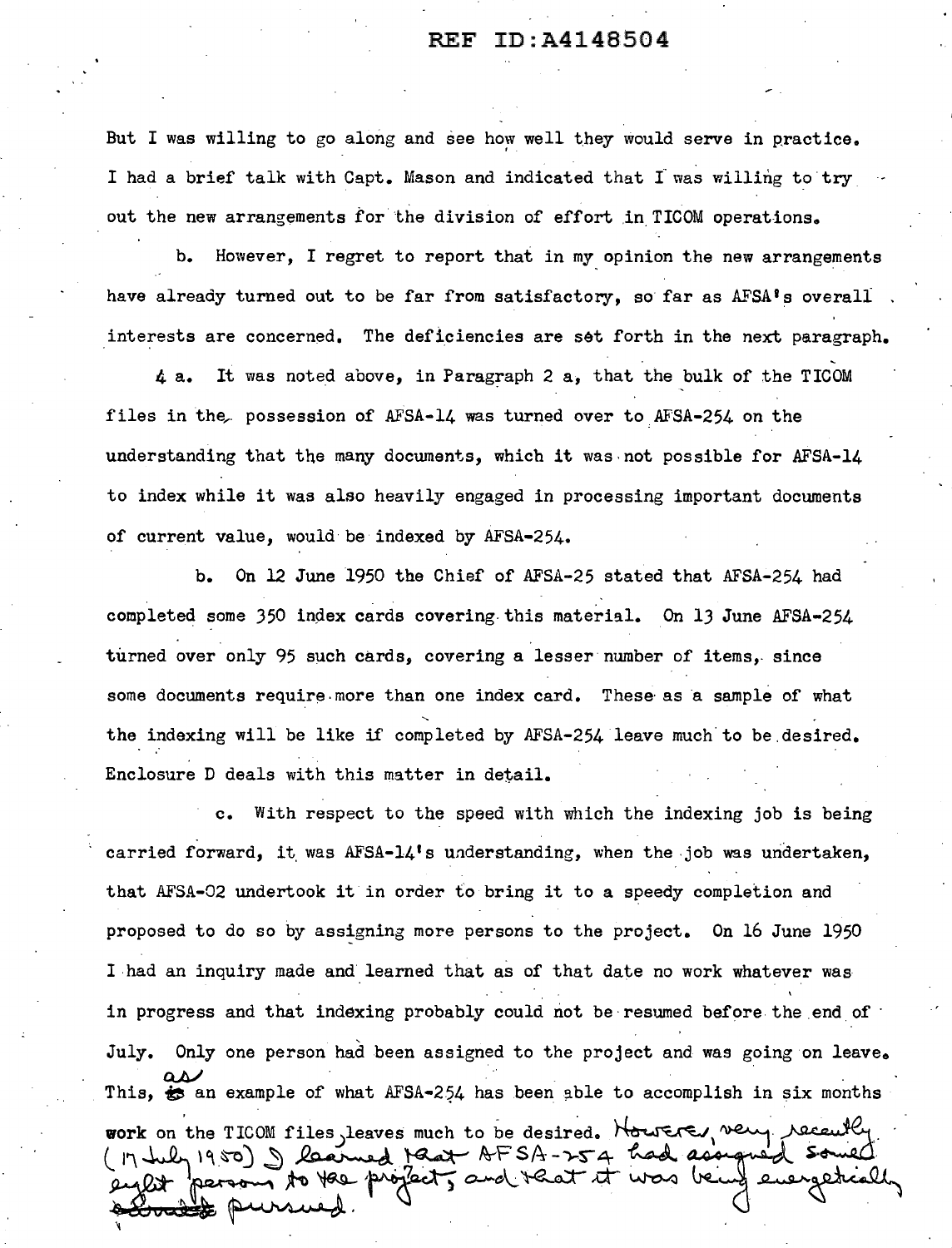But I was willing to go along and see how well they would serve in practice. I had a brief talk with Capt. Mason and indicated that I was willing to try out the new arrangements for the division of effort in TICOM operations.

b. However, I regret to report that in my opinion the new arrangements have already turned out to be far from satisfactory, so far as AFSA's overall interests are concerned. The deficiencies are set forth in the next paragraph.

4 a. It was noted above, in Paragraph 2 a, that the bulk of the TICOM files in the possession of AFSA-14 was turned over to AFSA-254 on the understanding that the many documents, which it was not possible for AFSA-14 to index while it was also heavily engaged in processing important documents of current value, would be indexed by AFSA-254.

b. On 12 June 1950 the Chief of AFSA-25 stated that AFSA-254 had completed some 350 index cards covering this material. On 13 June AFSA-254 turned over only 95 such cards, covering a lesser number of items, since some documents require more than one index card. These as a sample of what the indexing will be like if completed by AFSA-254 leave much to be desired. Enclosure D deals with this matter in detail.

c. With respect to the speed with which the indexing job is being carried forward, it was AFSA-14's understanding, when the job was undertaken, that AFSA-02 undertook it in order to bring it to a speedy completion and proposed to do so by assigning more persons to the project. On 16 June 1950 I had an inquiry made and learned that as of that date no work whatever was in progress and that indexing probably could not be resumed before the end of July. Only one person had been assigned to the project and was going on leave. This, ~~is~~ as an example of what AFSA-254 has been able to accomplish in six months work on the TICOM files, leaves much to be desired. However, very recently (17 July 1950) I learned that AFSA-254 had assigned some eight persons to the project, and that it was being energetically ~~~~ pursued.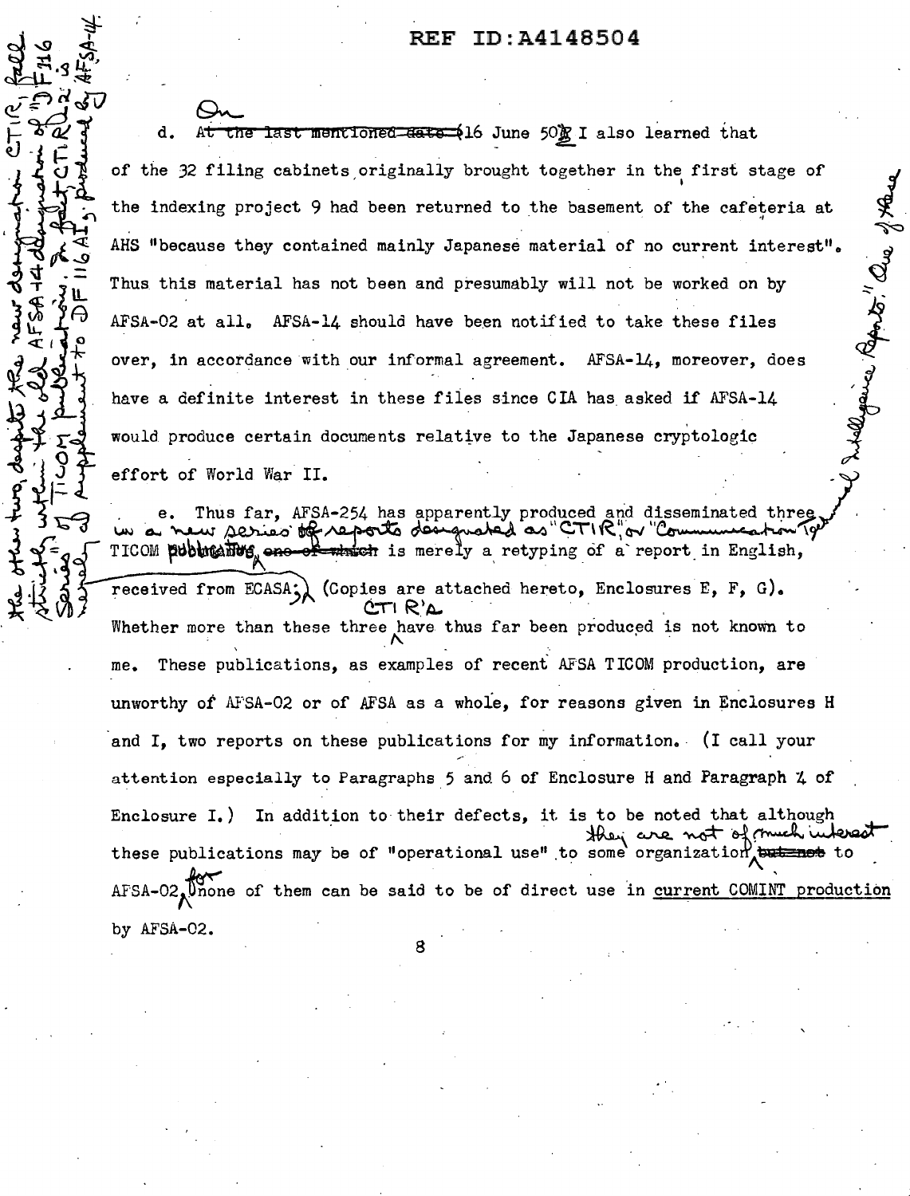d. On 16 June 50 I also learned that of the 32 filing cabinets originally brought together in the first stage of the indexing project 9 had been returned to the basement of the cafeteria at AHS "because they contained mainly Japanese material of no current interest". Thus this material has not been and presumably will not be worked on by AFSA-02 at all. AFSA-14 should have been notified to take these files over, in accordance with our informal agreement. AFSA-14, moreover, does have a definite interest in these files since CIA has asked if AFSA-14 would produce certain documents relative to the Japanese cryptologic effort of World War II.

e. Thus far, AFSA-254 has apparently produced and disseminated three in a new series of reports designated as "CTIR," or "Communication Technical Intelligence Reports." One of these is merely a retyping of a report in English, received from ECASA. (Copies are attached hereto, Enclosures E, F, G). Whether more than these three CTIR's have thus far been produced is not known to me. These publications, as examples of recent AFSA TICOM production, are unworthy of AFSA-02 or of AFSA as a whole, for reasons given in Enclosures H and I, two reports on these publications for my information. (I call your attention especially to Paragraphs 5 and 6 of Enclosure H and Paragraph 4 of Enclosure I.) In addition to their defects, it is to be noted that although these publications may be of "operational use" to some organization, they are not of much interest to AFSA-02, for none of them can be said to be of direct use in current COMINT production by AFSA-02.

The other two, despite the new designation CTIR, fall strictly within the old AFSA-14 designation of "DF 116 Series" of TICOM publications. In fact CTIR-2 is merely a supplement to DF 116 AI, produced by AFSA-14.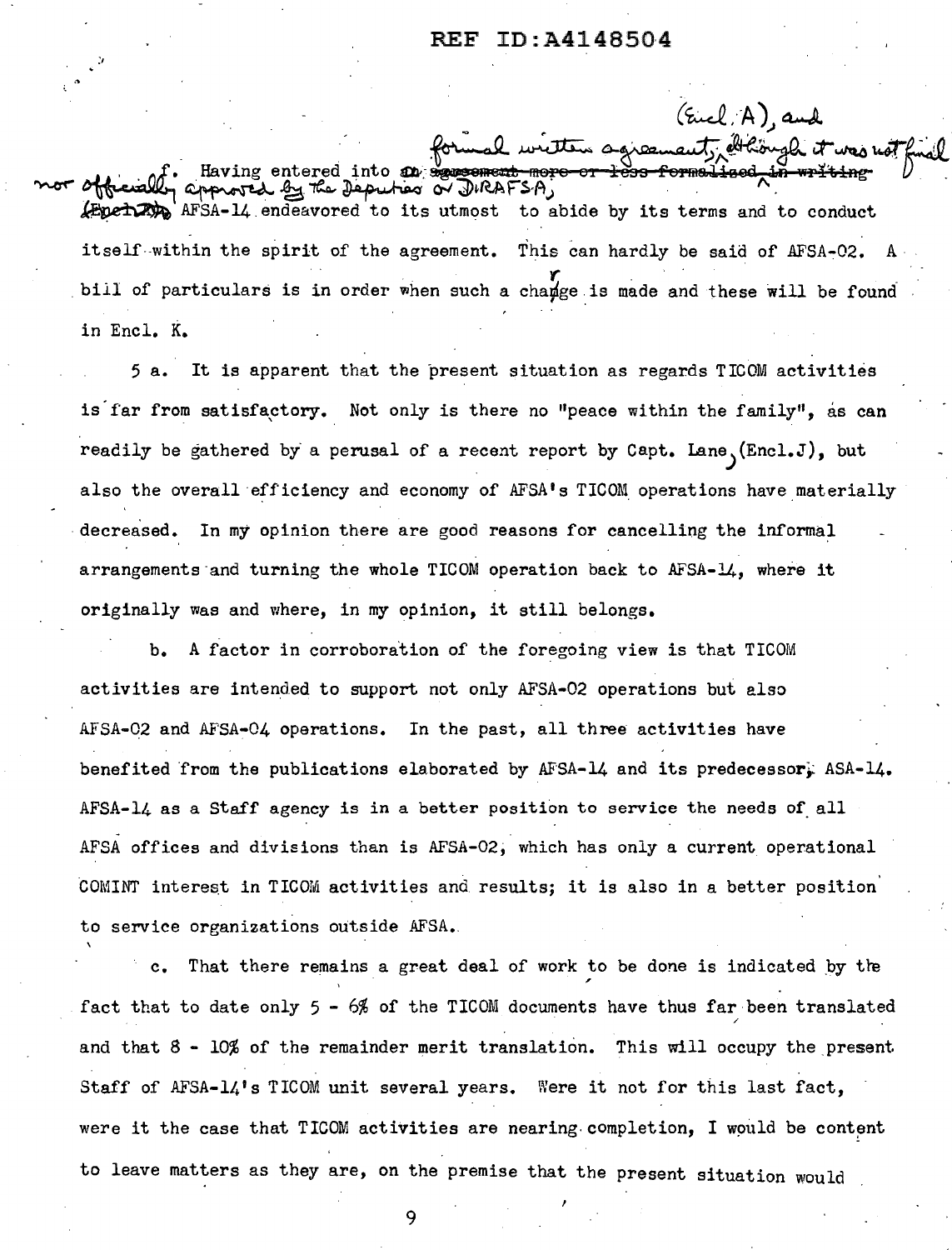f. Having entered into a formal written agreement, (Encl. A), and although it was not final nor officially approved by the Deputies or DIRAFSA, AFSA-14 endeavored to its utmost to abide by its terms and to conduct itself within the spirit of the agreement. This can hardly be said of AFSA-02. A bill of particulars is in order when such a charge is made and these will be found in Encl. K.

5 a. It is apparent that the present situation as regards TICOM activities is far from satisfactory. Not only is there no "peace within the family", as can readily be gathered by a perusal of a recent report by Capt. Lane, (Encl.J), but also the overall efficiency and economy of AFSA's TICOM operations have materially decreased. In my opinion there are good reasons for cancelling the informal arrangements and turning the whole TICOM operation back to AFSA-14, where it originally was and where, in my opinion, it still belongs.

b. A factor in corroboration of the foregoing view is that TICOM activities are intended to support not only AFSA-02 operations but also AFSA-02 and AFSA-04 operations. In the past, all three activities have benefited from the publications elaborated by AFSA-14 and its predecessor, ASA-14. AFSA-14 as a Staff agency is in a better position to service the needs of all AFSA offices and divisions than is AFSA-02, which has only a current operational COMINT interest in TICOM activities and results; it is also in a better position to service organizations outside AFSA.

c. That there remains a great deal of work to be done is indicated by the fact that to date only 5 - 6% of the TICOM documents have thus far been translated and that 8 - 10% of the remainder merit translation. This will occupy the present Staff of AFSA-14's TICOM unit several years. Were it not for this last fact, were it the case that TICOM activities are nearing completion, I would be content to leave matters as they are, on the premise that the present situation would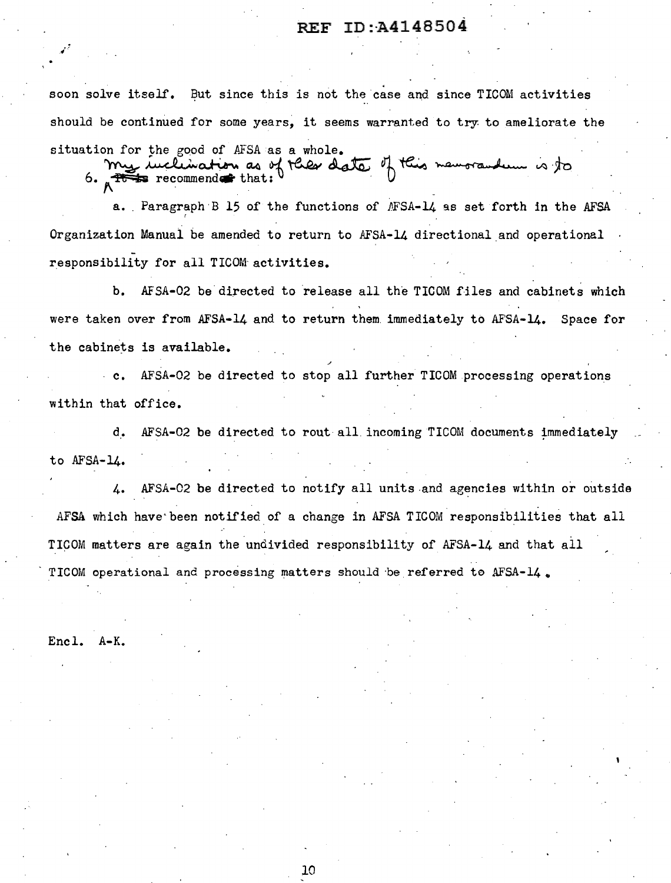soon solve itself. But since this is not the case and since TICOM activities should be continued for some years, it seems warranted to try to ameliorate the situation for the good of AFSA as a whole.

6. My inclination as of the date of this memorandum is to ~~It is~~ recommend that:

a. Paragraph B 15 of the functions of AFSA-14 as set forth in the AFSA Organization Manual be amended to return to AFSA-14 directional and operational responsibility for all TICOM activities.

b. AFSA-02 be directed to release all the TICOM files and cabinets which were taken over from AFSA-14 and to return them immediately to AFSA-14. Space for the cabinets is available.

c. AFSA-02 be directed to stop all further TICOM processing operations within that office.

d. AFSA-02 be directed to rout all incoming TICOM documents immediately to AFSA-14.

4. AFSA-02 be directed to notify all units and agencies within or outside AFSA which have been notified of a change in AFSA TICOM responsibilities that all TICOM matters are again the undivided responsibility of AFSA-14 and that all TICOM operational and processing matters should be referred to AFSA-14.

Encl. A-K.